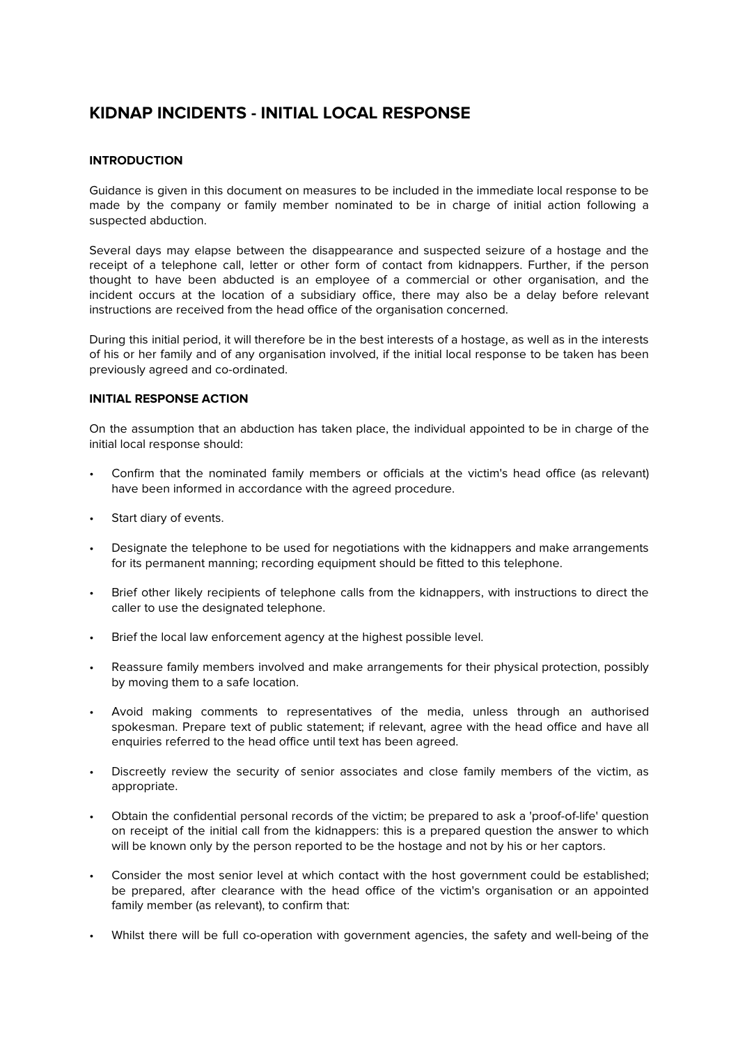# KIDNAP INCIDENTS - INITIAL LOCAL RESPONSE

## INTRODUCTION

Guidance is given in this document on measures to be included in the immediate local response to be made by the company or family member nominated to be in charge of initial action following a suspected abduction.

Several days may elapse between the disappearance and suspected seizure of a hostage and the receipt of a telephone call, letter or other form of contact from kidnappers. Further, if the person thought to have been abducted is an employee of a commercial or other organisation, and the incident occurs at the location of a subsidiary office, there may also be a delay before relevant instructions are received from the head office of the organisation concerned.

During this initial period, it will therefore be in the best interests of a hostage, as well as in the interests of his or her family and of any organisation involved, if the initial local response to be taken has been previously agreed and co-ordinated.

## INITIAL RESPONSE ACTION

On the assumption that an abduction has taken place, the individual appointed to be in charge of the initial local response should:

- Confirm that the nominated family members or officials at the victim's head office (as relevant) have been informed in accordance with the agreed procedure.
- Start diary of events.
- Designate the telephone to be used for negotiations with the kidnappers and make arrangements for its permanent manning; recording equipment should be fitted to this telephone.
- Brief other likely recipients of telephone calls from the kidnappers, with instructions to direct the caller to use the designated telephone.
- Brief the local law enforcement agency at the highest possible level.
- Reassure family members involved and make arrangements for their physical protection, possibly by moving them to a safe location.
- Avoid making comments to representatives of the media, unless through an authorised spokesman. Prepare text of public statement; if relevant, agree with the head office and have all enquiries referred to the head office until text has been agreed.
- Discreetly review the security of senior associates and close family members of the victim, as appropriate.
- Obtain the confidential personal records of the victim; be prepared to ask a 'proof-of-life' question on receipt of the initial call from the kidnappers: this is a prepared question the answer to which will be known only by the person reported to be the hostage and not by his or her captors.
- Consider the most senior level at which contact with the host government could be established; be prepared, after clearance with the head office of the victim's organisation or an appointed family member (as relevant), to confirm that:
- Whilst there will be full co-operation with government agencies, the safety and well-being of the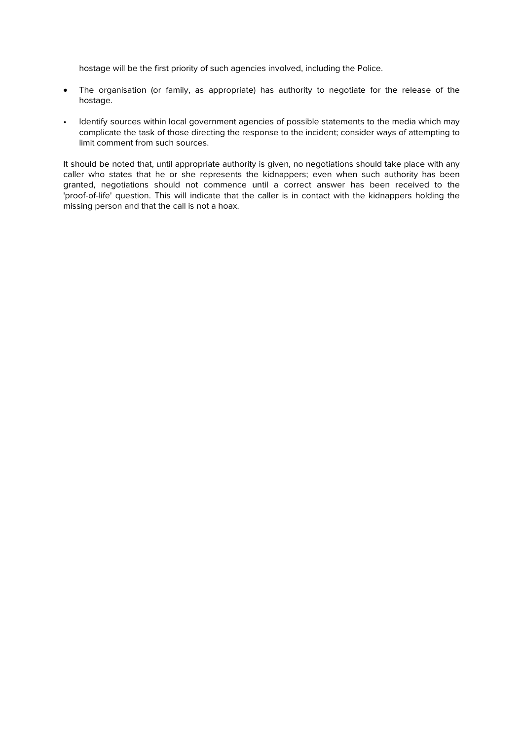hostage will be the first priority of such agencies involved, including the Police.

- The organisation (or family, as appropriate) has authority to negotiate for the release of the hostage.
- Identify sources within local government agencies of possible statements to the media which may complicate the task of those directing the response to the incident; consider ways of attempting to limit comment from such sources.

It should be noted that, until appropriate authority is given, no negotiations should take place with any caller who states that he or she represents the kidnappers; even when such authority has been granted, negotiations should not commence until a correct answer has been received to the 'proof-of-life' question. This will indicate that the caller is in contact with the kidnappers holding the missing person and that the call is not a hoax.